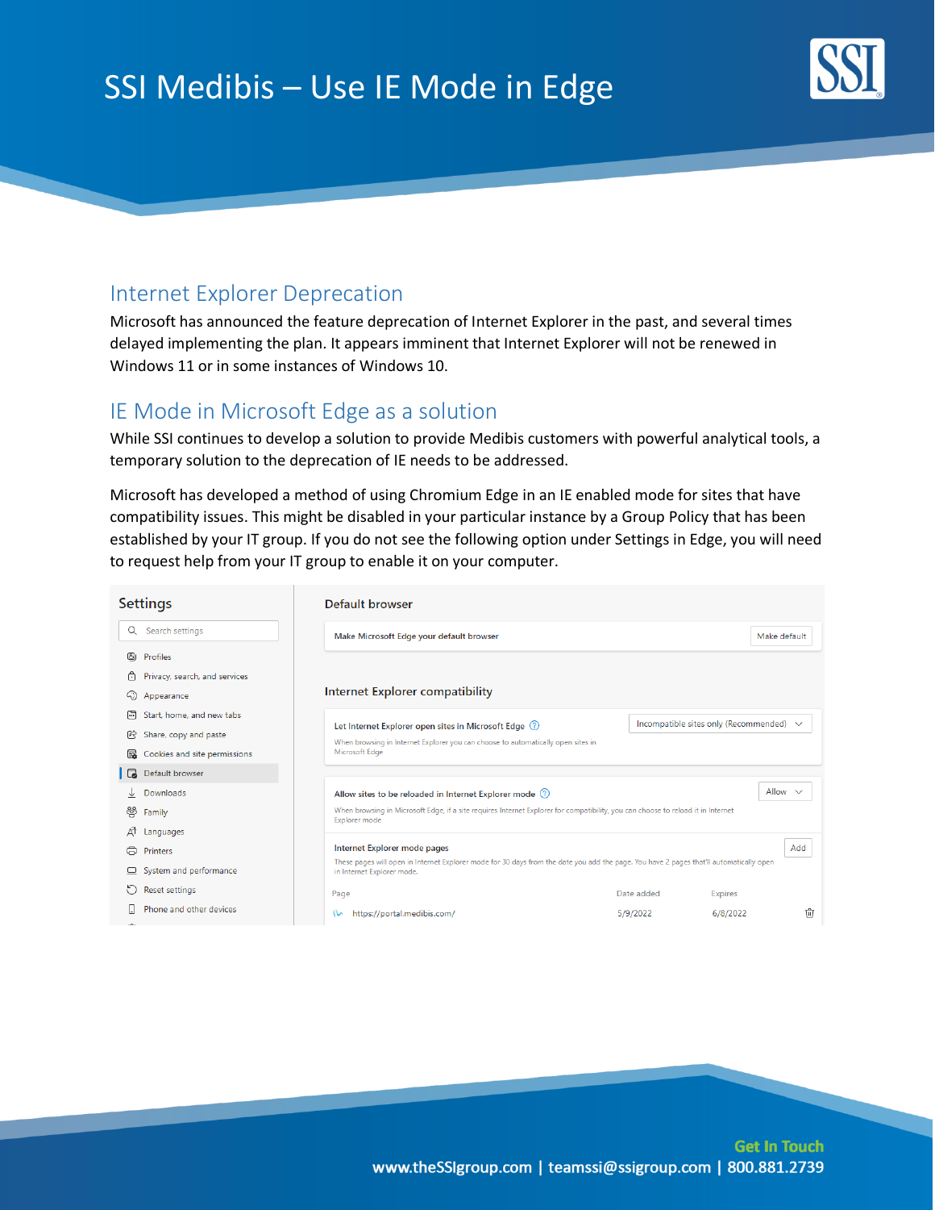# SSI Medibis – Use IE Mode in Edge

## Internet Explorer Deprecation

Microsoft has announced the feature deprecation of Internet Explorer in the past, and several times delayed implementing the plan. It appears imminent that Internet Explorer will not be renewed in Windows 11 or in some instances of Windows 10.

## IE Mode in Microsoft Edge as a solution

While SSI continues to develop a solution to provide Medibis customers with powerful analytical tools, a temporary solution to the deprecation of IE needs to be addressed.

Microsoft has developed a method of using Chromium Edge in an IE enabled mode for sites that have compatibility issues. This might be disabled in your particular instance by a Group Policy that has been established by your IT group. If you do not see the following option under Settings in Edge, you will need to request help from your IT group to enable it on your computer.

Settings

Search settings

- Profiles
- Privacy, search, and services
- Appearance
- Start, home, and new tabs
- Share, copy and paste
- Cookies and site permissions
- Default browser
- Downloads
- Family
- Languages
- Printers
- System and performance
- Reset settings
- Phone and other devices

Default browser

Make Microsoft Edge your default browser — Make default

Internet Explorer compatibility

Let Internet Explorer open sites in Microsoft Edge — Incompatible sites only (Recommended)

When browsing in Internet Explorer you can choose to automatically open sites in Microsoft Edge

Allow sites to be reloaded in Internet Explorer mode — Allow

When browsing in Microsoft Edge, if a site requires Internet Explorer for compatibility, you can choose to reload it in Internet Explorer mode

Internet Explorer mode pages — Add

These pages will open in Internet Explorer mode for 30 days from the date you add the page. You have 2 pages that'll automatically open in Internet Explorer mode.

| Page | Date added | Expires |
|---|---|---|
| https://portal.medibis.com/ | 5/9/2022 | 6/8/2022 |

**Get In Touch**

www.theSSIgroup.com | teamssi@ssigroup.com | 800.881.2739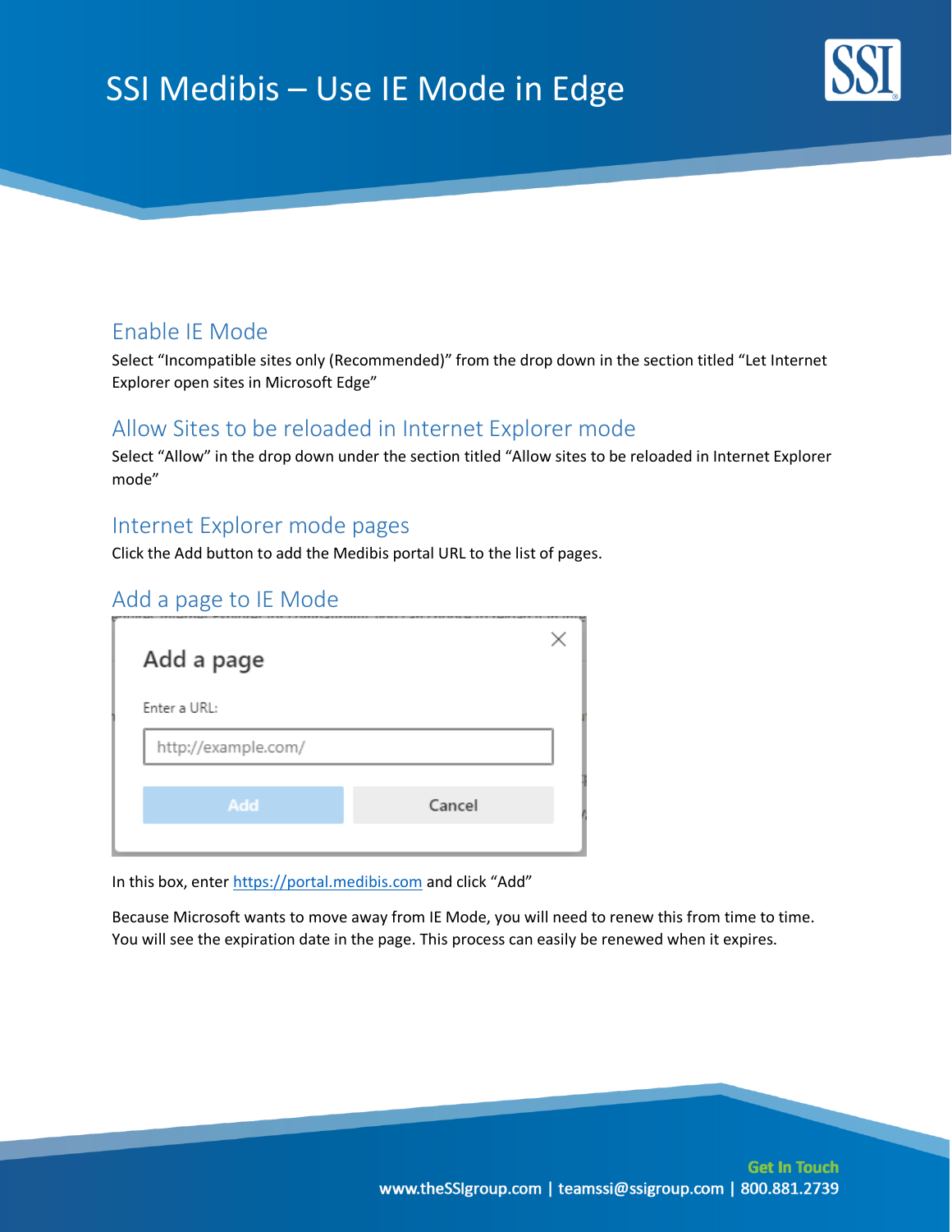# SSI Medibis – Use IE Mode in Edge

## Enable IE Mode

Select "Incompatible sites only (Recommended)" from the drop down in the section titled "Let Internet Explorer open sites in Microsoft Edge"

## Allow Sites to be reloaded in Internet Explorer mode

Select "Allow" in the drop down under the section titled "Allow sites to be reloaded in Internet Explorer mode"

## Internet Explorer mode pages

Click the Add button to add the Medibis portal URL to the list of pages.

## Add a page to IE Mode

Add a page

Enter a URL:

http://example.com/

Add | Cancel

In this box, enter https://portal.medibis.com and click "Add"

Because Microsoft wants to move away from IE Mode, you will need to renew this from time to time. You will see the expiration date in the page. This process can easily be renewed when it expires.

**Get In Touch**

www.theSSIgroup.com | teamssi@ssigroup.com | 800.881.2739